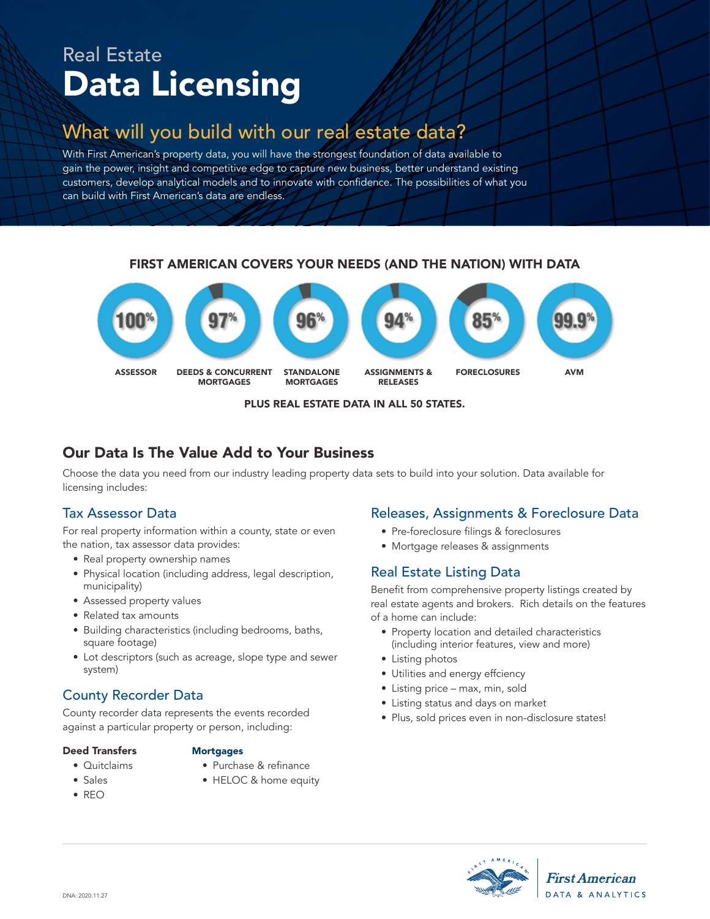# Real Estate Data Licensing

## What will you build with our real estate data?

With First American's property data, you will have the strongest foundation of data available to gain the power, insight and competitive edge to capture new business, better understand existing customers, develop analytical models and to innovate with confidence. The possibilities of what you can build with First American's data are endless.

### FIRST AMERICAN COVERS YOUR NEEDS (AND THE NATION) WITH DATA

| 100% | 97% | 96% | 94% | 85% | 99.9% |
| --- | --- | --- | --- | --- | --- |
| ASSESSOR | DEEDS & CONCURRENT MORTGAGES | STANDALONE MORTGAGES | ASSIGNMENTS & RELEASES | FORECLOSURES | AVM |

**PLUS REAL ESTATE DATA IN ALL 50 STATES.**

## Our Data Is The Value Add to Your Business

Choose the data you need from our industry leading property data sets to build into your solution. Data available for licensing includes:

### Tax Assessor Data

For real property information within a county, state or even the nation, tax assessor data provides:

- Real property ownership names
- Physical location (including address, legal description, municipality)
- Assessed property values
- Related tax amounts
- Building characteristics (including bedrooms, baths, square footage)
- Lot descriptors (such as acreage, slope type and sewer system)

### County Recorder Data

County recorder data represents the events recorded against a particular property or person, including:

**Deed Transfers**

- Quitclaims
- Sales
- REO

**Mortgages**

- Purchase & refinance
- HELOC & home equity

### Releases, Assignments & Foreclosure Data

- Pre-foreclosure filings & foreclosures
- Mortgage releases & assignments

### Real Estate Listing Data

Benefit from comprehensive property listings created by real estate agents and brokers. Rich details on the features of a home can include:

- Property location and detailed characteristics (including interior features, view and more)
- Listing photos
- Utilities and energy effciency
- Listing price – max, min, sold
- Listing status and days on market
- Plus, sold prices even in non-disclosure states!

DNA: 2020.11.27

First American DATA & ANALYTICS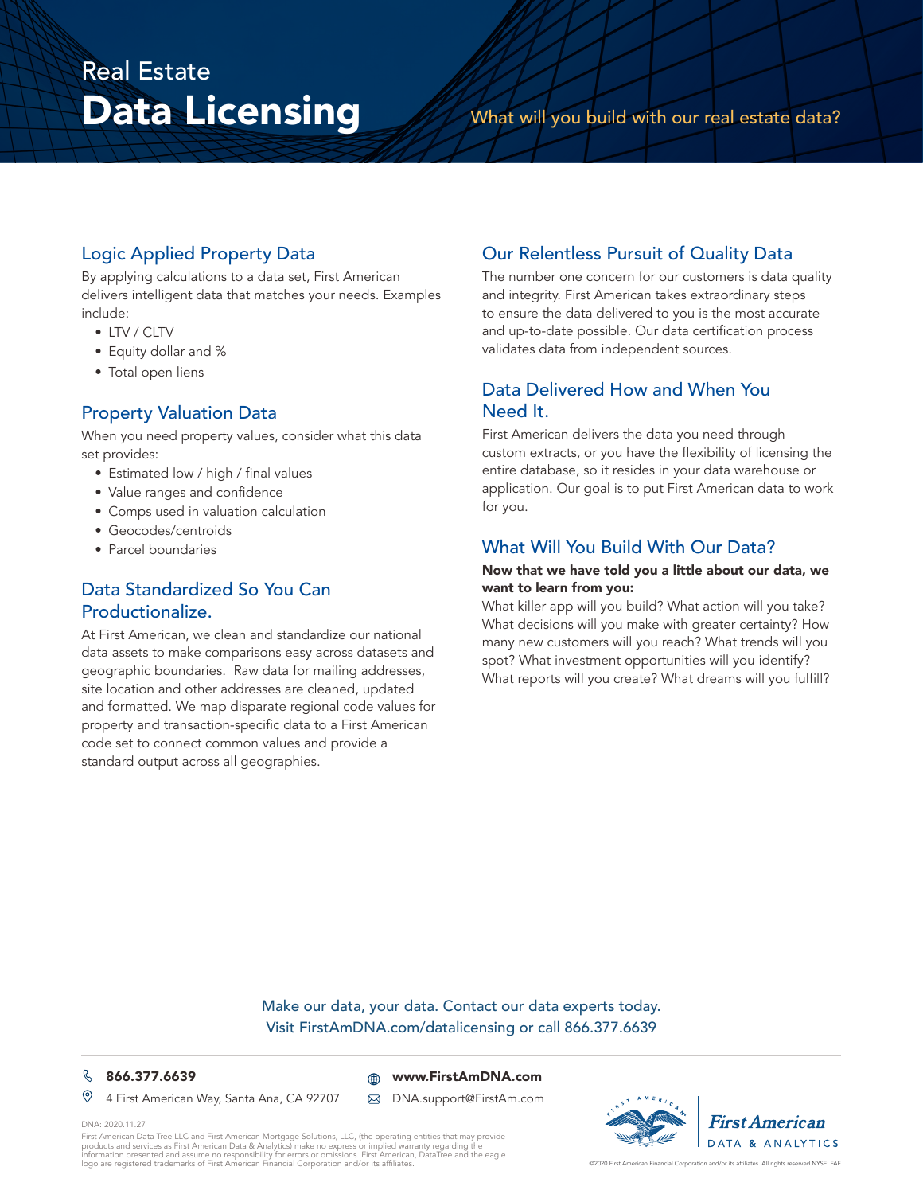# Real Estate Data Licensing

What will you build with our real estate data?

## Logic Applied Property Data

By applying calculations to a data set, First American delivers intelligent data that matches your needs. Examples include:

- LTV / CLTV
- Equity dollar and %
- Total open liens

## Property Valuation Data

When you need property values, consider what this data set provides:

- Estimated low / high / final values
- Value ranges and confidence
- Comps used in valuation calculation
- Geocodes/centroids
- Parcel boundaries

## Data Standardized So You Can Productionalize.

At First American, we clean and standardize our national data assets to make comparisons easy across datasets and geographic boundaries. Raw data for mailing addresses, site location and other addresses are cleaned, updated and formatted. We map disparate regional code values for property and transaction-specific data to a First American code set to connect common values and provide a standard output across all geographies.

## Our Relentless Pursuit of Quality Data

The number one concern for our customers is data quality and integrity. First American takes extraordinary steps to ensure the data delivered to you is the most accurate and up-to-date possible. Our data certification process validates data from independent sources.

## Data Delivered How and When You Need It.

First American delivers the data you need through custom extracts, or you have the flexibility of licensing the entire database, so it resides in your data warehouse or application. Our goal is to put First American data to work for you.

## What Will You Build With Our Data?

**Now that we have told you a little about our data, we want to learn from you:**

What killer app will you build? What action will you take? What decisions will you make with greater certainty? How many new customers will you reach? What trends will you spot? What investment opportunities will you identify? What reports will you create? What dreams will you fulfill?

Make our data, your data. Contact our data experts today.
Visit FirstAmDNA.com/datalicensing or call 866.377.6639

**866.377.6639**
4 First American Way, Santa Ana, CA 92707

**www.FirstAmDNA.com**
DNA.support@FirstAm.com

First American DATA & ANALYTICS

DNA: 2020.11.27

First American Data Tree LLC and First American Mortgage Solutions, LLC, (the operating entities that may provide products and services as First American Data & Analytics) make no express or implied warranty regarding the information presented and assume no responsibility for errors or omissions. First American, DataTree and the eagle logo are registered trademarks of First American Financial Corporation and/or its affiliates.

©2020 First American Financial Corporation and/or its affiliates. All rights reserved.NYSE: FAF